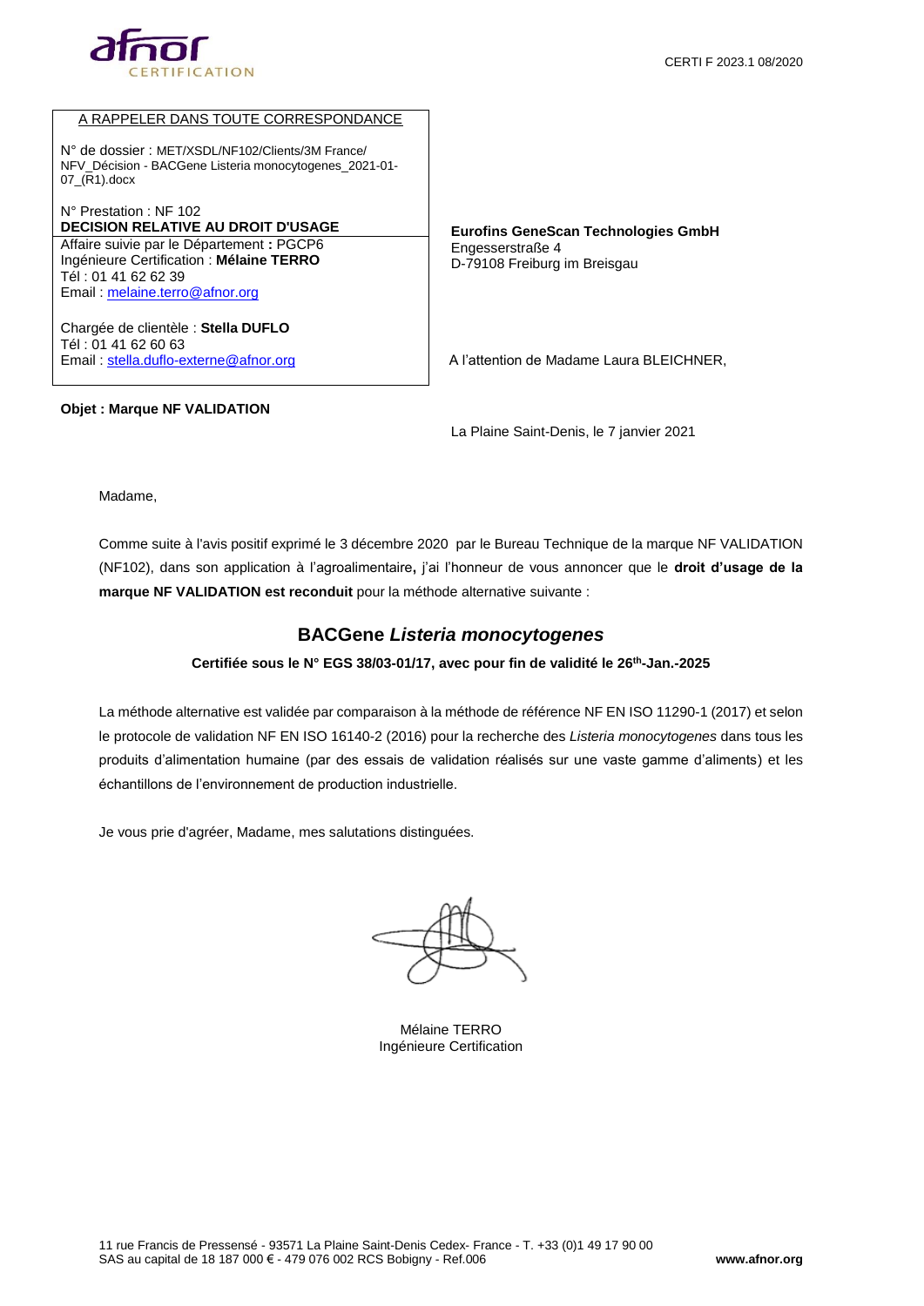CERTI F 2023.1 08/2020

A RAPPELER DANS TOUTE CORRESPONDANCE

N° de dossier : MET/XSDL/NF102/Clients/3M France/ NFV_Décision - BACGene Listeria monocytogenes_2021-01-07_(R1).docx

N° Prestation : NF 102

**DECISION RELATIVE AU DROIT D'USAGE**

Affaire suivie par le Département **:** PGCP6
Ingénieure Certification : **Mélaine TERRO**
Tél : 01 41 62 62 39
Email : melaine.terro@afnor.org

Chargée de clientèle : **Stella DUFLO**
Tél : 01 41 62 60 63
Email : stella.duflo-externe@afnor.org

**Eurofins GeneScan Technologies GmbH**
Engesserstraße 4
D-79108 Freiburg im Breisgau

A l'attention de Madame Laura BLEICHNER,

**Objet : Marque NF VALIDATION**

La Plaine Saint-Denis, le 7 janvier 2021

Madame,

Comme suite à l'avis positif exprimé le 3 décembre 2020 par le Bureau Technique de la marque NF VALIDATION (NF102), dans son application à l'agroalimentaire**,** j'ai l'honneur de vous annoncer que le **droit d'usage de la marque NF VALIDATION est reconduit** pour la méthode alternative suivante :

## BACGene *Listeria monocytogenes*

**Certifiée sous le N° EGS 38/03-01/17, avec pour fin de validité le 26th-Jan.-2025**

La méthode alternative est validée par comparaison à la méthode de référence NF EN ISO 11290-1 (2017) et selon le protocole de validation NF EN ISO 16140-2 (2016) pour la recherche des *Listeria monocytogenes* dans tous les produits d'alimentation humaine (par des essais de validation réalisés sur une vaste gamme d'aliments) et les échantillons de l'environnement de production industrielle.

Je vous prie d'agréer, Madame, mes salutations distinguées.

Mélaine TERRO
Ingénieure Certification

11 rue Francis de Pressensé - 93571 La Plaine Saint-Denis Cedex- France - T. +33 (0)1 49 17 90 00
SAS au capital de 18 187 000 € - 479 076 002 RCS Bobigny - Ref.006
www.afnor.org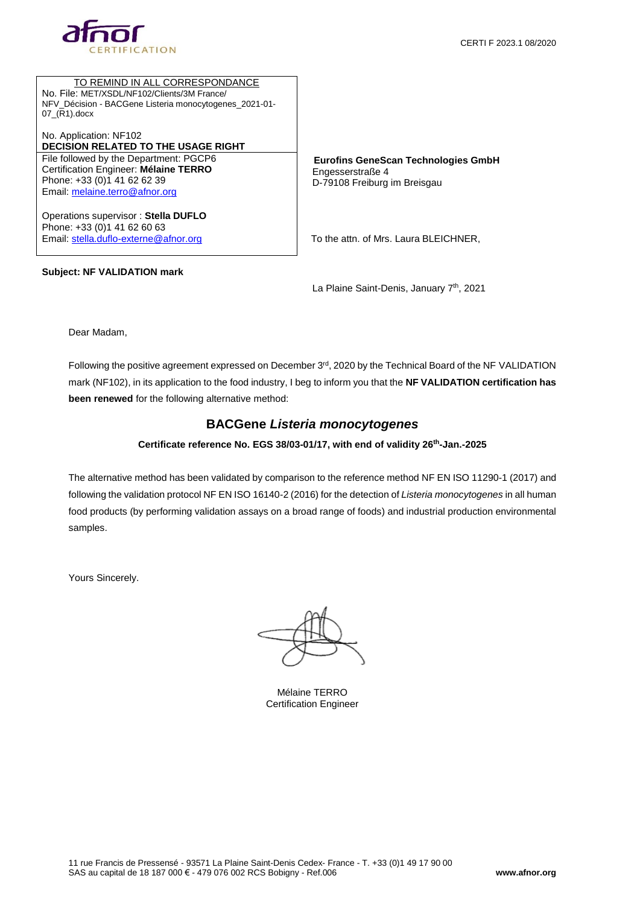afnor CERTIFICATION

CERTI F 2023.1 08/2020

TO REMIND IN ALL CORRESPONDANCE
No. File: MET/XSDL/NF102/Clients/3M France/
NFV_Décision - BACGene Listeria monocytogenes_2021-01-07_(R1).docx

No. Application: NF102
**DECISION RELATED TO THE USAGE RIGHT**
File followed by the Department: PGCP6
Certification Engineer: **Mélaine TERRO**
Phone: +33 (0)1 41 62 62 39
Email: melaine.terro@afnor.org

Operations supervisor : **Stella DUFLO**
Phone: +33 (0)1 41 62 60 63
Email: stella.duflo-externe@afnor.org

**Eurofins GeneScan Technologies GmbH**
Engesserstraße 4
D-79108 Freiburg im Breisgau

To the attn. of Mrs. Laura BLEICHNER,

**Subject: NF VALIDATION mark**

La Plaine Saint-Denis, January 7th, 2021

Dear Madam,

Following the positive agreement expressed on December 3rd, 2020 by the Technical Board of the NF VALIDATION mark (NF102), in its application to the food industry, I beg to inform you that the **NF VALIDATION certification has been renewed** for the following alternative method:

## BACGene *Listeria monocytogenes*

**Certificate reference No. EGS 38/03-01/17, with end of validity 26th-Jan.-2025**

The alternative method has been validated by comparison to the reference method NF EN ISO 11290-1 (2017) and following the validation protocol NF EN ISO 16140-2 (2016) for the detection of *Listeria monocytogenes* in all human food products (by performing validation assays on a broad range of foods) and industrial production environmental samples.

Yours Sincerely.

Mélaine TERRO
Certification Engineer

11 rue Francis de Pressensé - 93571 La Plaine Saint-Denis Cedex- France - T. +33 (0)1 49 17 90 00
SAS au capital de 18 187 000 € - 479 076 002 RCS Bobigny - Ref.006

www.afnor.org